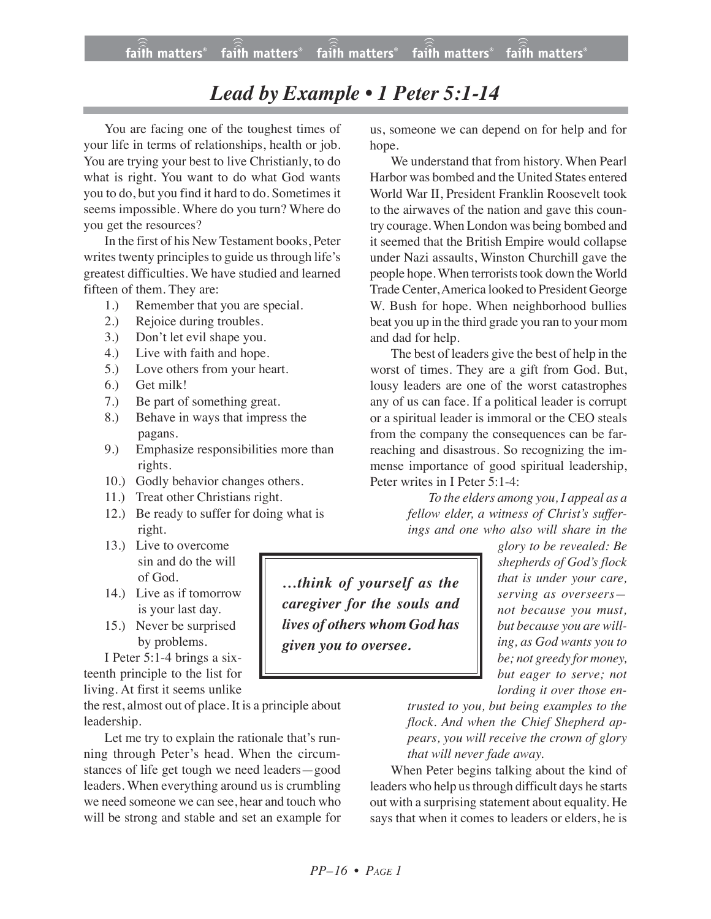# Lead by Example • 1 Peter 5:1-14

You are facing one of the toughest times of your life in terms of relationships, health or job. You are trying your best to live Christianly, to do what is right. You want to do what God wants you to do, but you find it hard to do. Sometimes it seems impossible. Where do you turn? Where do you get the resources?

In the first of his New Testament books, Peter writes twenty principles to guide us through life's greatest difficulties. We have studied and learned fifteen of them. They are:

1.) Remember that you are special.
2.) Rejoice during troubles.
3.) Don't let evil shape you.
4.) Live with faith and hope.
5.) Love others from your heart.
6.) Get milk!
7.) Be part of something great.
8.) Behave in ways that impress the pagans.
9.) Emphasize responsibilities more than rights.
10.) Godly behavior changes others.
11.) Treat other Christians right.
12.) Be ready to suffer for doing what is right.
13.) Live to overcome sin and do the will of God.
14.) Live as if tomorrow is your last day.
15.) Never be surprised by problems.

I Peter 5:1-4 brings a sixteenth principle to the list for living. At first it seems unlike the rest, almost out of place. It is a principle about leadership.

Let me try to explain the rationale that's running through Peter's head. When the circumstances of life get tough we need leaders—good leaders. When everything around us is crumbling we need someone we can see, hear and touch who will be strong and stable and set an example for us, someone we can depend on for help and for hope.

We understand that from history. When Pearl Harbor was bombed and the United States entered World War II, President Franklin Roosevelt took to the airwaves of the nation and gave this country courage. When London was being bombed and it seemed that the British Empire would collapse under Nazi assaults, Winston Churchill gave the people hope. When terrorists took down the World Trade Center, America looked to President George W. Bush for hope. When neighborhood bullies beat you up in the third grade you ran to your mom and dad for help.

The best of leaders give the best of help in the worst of times. They are a gift from God. But, lousy leaders are one of the worst catastrophes any of us can face. If a political leader is corrupt or a spiritual leader is immoral or the CEO steals from the company the consequences can be far-reaching and disastrous. So recognizing the immense importance of good spiritual leadership, Peter writes in I Peter 5:1-4:

> *To the elders among you, I appeal as a fellow elder, a witness of Christ's sufferings and one who also will share in the glory to be revealed: Be shepherds of God's flock that is under your care, serving as overseers—not because you must, but because you are willing, as God wants you to be; not greedy for money, but eager to serve; not lording it over those entrusted to you, but being examples to the flock. And when the Chief Shepherd appears, you will receive the crown of glory that will never fade away.*

> ***…think of yourself as the caregiver for the souls and lives of others whom God has given you to oversee.***

When Peter begins talking about the kind of leaders who help us through difficult days he starts out with a surprising statement about equality. He says that when it comes to leaders or elders, he is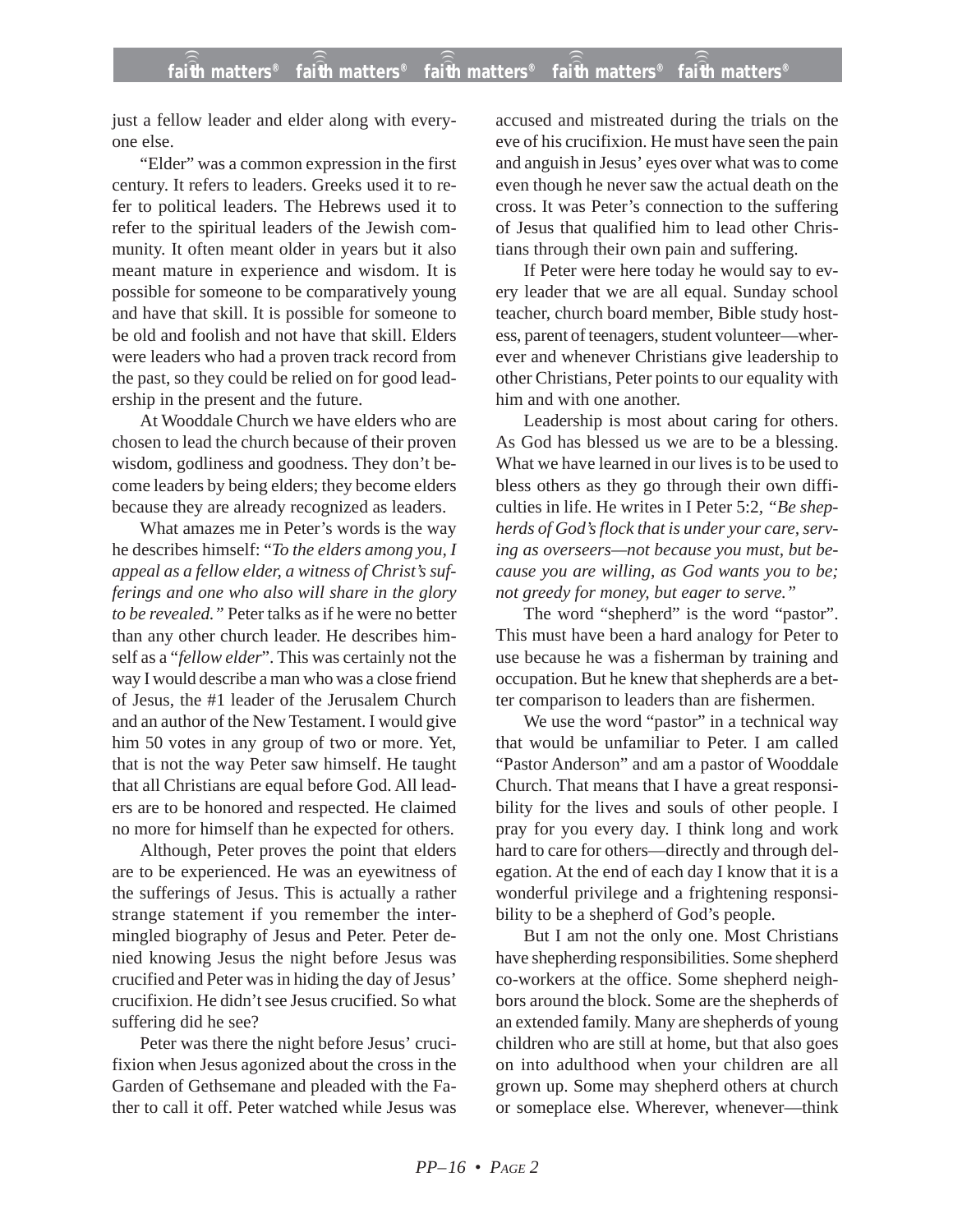just a fellow leader and elder along with everyone else.

"Elder" was a common expression in the first century. It refers to leaders. Greeks used it to refer to political leaders. The Hebrews used it to refer to the spiritual leaders of the Jewish community. It often meant older in years but it also meant mature in experience and wisdom. It is possible for someone to be comparatively young and have that skill. It is possible for someone to be old and foolish and not have that skill. Elders were leaders who had a proven track record from the past, so they could be relied on for good leadership in the present and the future.

At Wooddale Church we have elders who are chosen to lead the church because of their proven wisdom, godliness and goodness. They don't become leaders by being elders; they become elders because they are already recognized as leaders.

What amazes me in Peter's words is the way he describes himself: "*To the elders among you, I appeal as a fellow elder, a witness of Christ's sufferings and one who also will share in the glory to be revealed.*" Peter talks as if he were no better than any other church leader. He describes himself as a "*fellow elder*". This was certainly not the way I would describe a man who was a close friend of Jesus, the #1 leader of the Jerusalem Church and an author of the New Testament. I would give him 50 votes in any group of two or more. Yet, that is not the way Peter saw himself. He taught that all Christians are equal before God. All leaders are to be honored and respected. He claimed no more for himself than he expected for others.

Although, Peter proves the point that elders are to be experienced. He was an eyewitness of the sufferings of Jesus. This is actually a rather strange statement if you remember the intermingled biography of Jesus and Peter. Peter denied knowing Jesus the night before Jesus was crucified and Peter was in hiding the day of Jesus' crucifixion. He didn't see Jesus crucified. So what suffering did he see?

Peter was there the night before Jesus' crucifixion when Jesus agonized about the cross in the Garden of Gethsemane and pleaded with the Father to call it off. Peter watched while Jesus was accused and mistreated during the trials on the eve of his crucifixion. He must have seen the pain and anguish in Jesus' eyes over what was to come even though he never saw the actual death on the cross. It was Peter's connection to the suffering of Jesus that qualified him to lead other Christians through their own pain and suffering.

If Peter were here today he would say to every leader that we are all equal. Sunday school teacher, church board member, Bible study hostess, parent of teenagers, student volunteer—wherever and whenever Christians give leadership to other Christians, Peter points to our equality with him and with one another.

Leadership is most about caring for others. As God has blessed us we are to be a blessing. What we have learned in our lives is to be used to bless others as they go through their own difficulties in life. He writes in I Peter 5:2, "*Be shepherds of God's flock that is under your care, serving as overseers—not because you must, but because you are willing, as God wants you to be; not greedy for money, but eager to serve.*"

The word "shepherd" is the word "pastor". This must have been a hard analogy for Peter to use because he was a fisherman by training and occupation. But he knew that shepherds are a better comparison to leaders than are fishermen.

We use the word "pastor" in a technical way that would be unfamiliar to Peter. I am called "Pastor Anderson" and am a pastor of Wooddale Church. That means that I have a great responsibility for the lives and souls of other people. I pray for you every day. I think long and work hard to care for others—directly and through delegation. At the end of each day I know that it is a wonderful privilege and a frightening responsibility to be a shepherd of God's people.

But I am not the only one. Most Christians have shepherding responsibilities. Some shepherd co-workers at the office. Some shepherd neighbors around the block. Some are the shepherds of an extended family. Many are shepherds of young children who are still at home, but that also goes on into adulthood when your children are all grown up. Some may shepherd others at church or someplace else. Wherever, whenever—think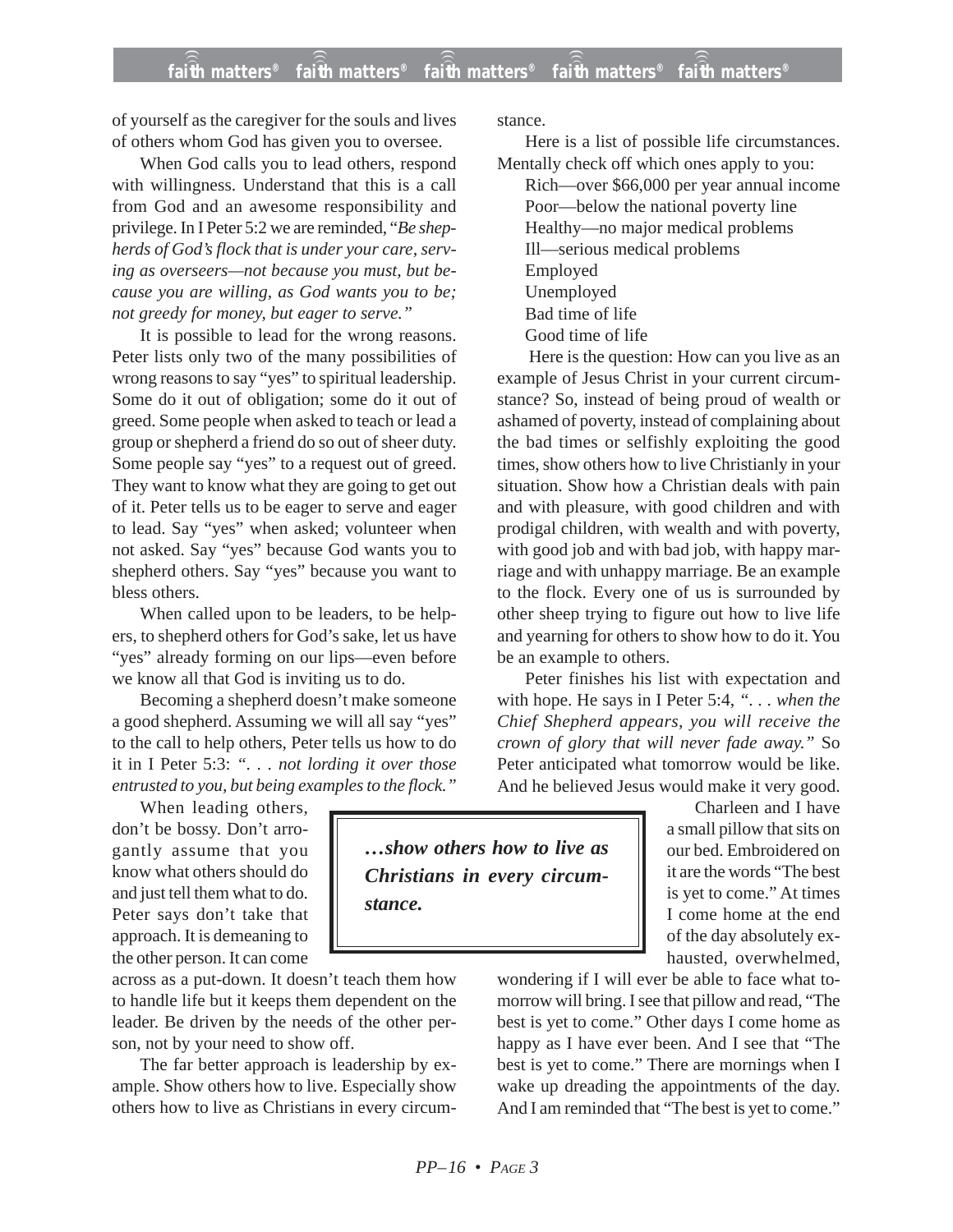of yourself as the caregiver for the souls and lives of others whom God has given you to oversee.

When God calls you to lead others, respond with willingness. Understand that this is a call from God and an awesome responsibility and privilege. In I Peter 5:2 we are reminded, "*Be shepherds of God's flock that is under your care, serving as overseers—not because you must, but because you are willing, as God wants you to be; not greedy for money, but eager to serve.*"

It is possible to lead for the wrong reasons. Peter lists only two of the many possibilities of wrong reasons to say "yes" to spiritual leadership. Some do it out of obligation; some do it out of greed. Some people when asked to teach or lead a group or shepherd a friend do so out of sheer duty. Some people say "yes" to a request out of greed. They want to know what they are going to get out of it. Peter tells us to be eager to serve and eager to lead. Say "yes" when asked; volunteer when not asked. Say "yes" because God wants you to shepherd others. Say "yes" because you want to bless others.

When called upon to be leaders, to be helpers, to shepherd others for God's sake, let us have "yes" already forming on our lips—even before we know all that God is inviting us to do.

Becoming a shepherd doesn't make someone a good shepherd. Assuming we will all say "yes" to the call to help others, Peter tells us how to do it in I Peter 5:3: "*. . . not lording it over those entrusted to you, but being examples to the flock.*"

When leading others, don't be bossy. Don't arrogantly assume that you know what others should do and just tell them what to do. Peter says don't take that approach. It is demeaning to the other person. It can come across as a put-down. It doesn't teach them how to handle life but it keeps them dependent on the leader. Be driven by the needs of the other person, not by your need to show off.

The far better approach is leadership by example. Show others how to live. Especially show others how to live as Christians in every circumstance.

> ***…show others how to live as Christians in every circumstance.***

Here is a list of possible life circumstances. Mentally check off which ones apply to you:

- Rich—over $66,000 per year annual income
- Poor—below the national poverty line
- Healthy—no major medical problems
- Ill—serious medical problems
- Employed
- Unemployed
- Bad time of life
- Good time of life

Here is the question: How can you live as an example of Jesus Christ in your current circumstance? So, instead of being proud of wealth or ashamed of poverty, instead of complaining about the bad times or selfishly exploiting the good times, show others how to live Christianly in your situation. Show how a Christian deals with pain and with pleasure, with good children and with prodigal children, with wealth and with poverty, with good job and with bad job, with happy marriage and with unhappy marriage. Be an example to the flock. Every one of us is surrounded by other sheep trying to figure out how to live life and yearning for others to show how to do it. You be an example to others.

Peter finishes his list with expectation and with hope. He says in I Peter 5:4, "*. . . when the Chief Shepherd appears, you will receive the crown of glory that will never fade away.*" So Peter anticipated what tomorrow would be like. And he believed Jesus would make it very good.

Charleen and I have a small pillow that sits on our bed. Embroidered on it are the words "The best is yet to come." At times I come home at the end of the day absolutely exhausted, overwhelmed, wondering if I will ever be able to face what tomorrow will bring. I see that pillow and read, "The best is yet to come." Other days I come home as happy as I have ever been. And I see that "The best is yet to come." There are mornings when I wake up dreading the appointments of the day. And I am reminded that "The best is yet to come."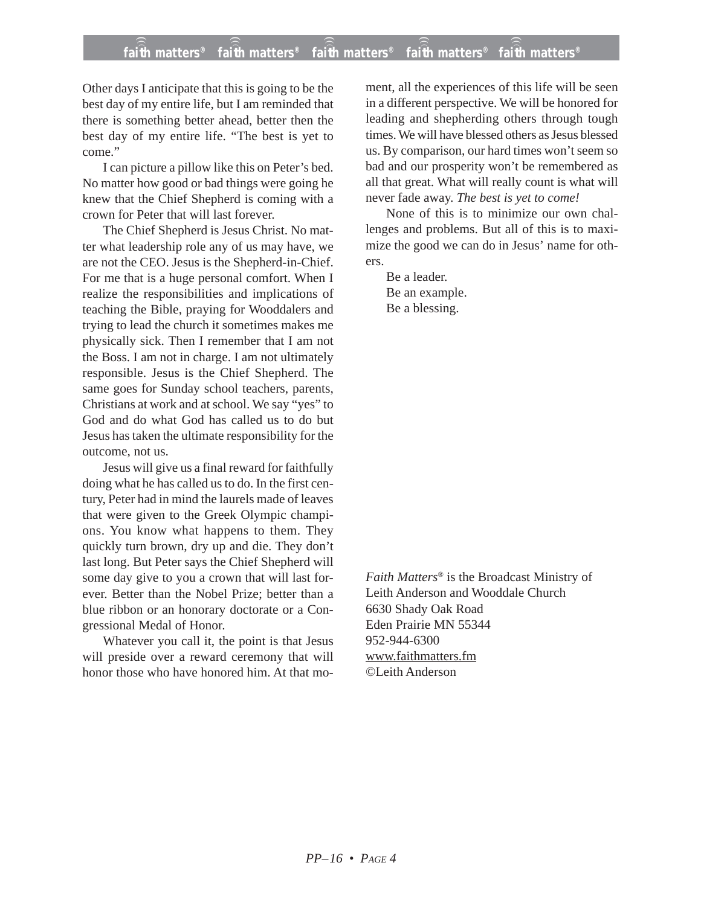Other days I anticipate that this is going to be the best day of my entire life, but I am reminded that there is something better ahead, better then the best day of my entire life. "The best is yet to come."

I can picture a pillow like this on Peter's bed. No matter how good or bad things were going he knew that the Chief Shepherd is coming with a crown for Peter that will last forever.

The Chief Shepherd is Jesus Christ. No matter what leadership role any of us may have, we are not the CEO. Jesus is the Shepherd-in-Chief. For me that is a huge personal comfort. When I realize the responsibilities and implications of teaching the Bible, praying for Wooddalers and trying to lead the church it sometimes makes me physically sick. Then I remember that I am not the Boss. I am not in charge. I am not ultimately responsible. Jesus is the Chief Shepherd. The same goes for Sunday school teachers, parents, Christians at work and at school. We say "yes" to God and do what God has called us to do but Jesus has taken the ultimate responsibility for the outcome, not us.

Jesus will give us a final reward for faithfully doing what he has called us to do. In the first century, Peter had in mind the laurels made of leaves that were given to the Greek Olympic champions. You know what happens to them. They quickly turn brown, dry up and die. They don't last long. But Peter says the Chief Shepherd will some day give to you a crown that will last forever. Better than the Nobel Prize; better than a blue ribbon or an honorary doctorate or a Congressional Medal of Honor.

Whatever you call it, the point is that Jesus will preside over a reward ceremony that will honor those who have honored him. At that moment, all the experiences of this life will be seen in a different perspective. We will be honored for leading and shepherding others through tough times. We will have blessed others as Jesus blessed us. By comparison, our hard times won't seem so bad and our prosperity won't be remembered as all that great. What will really count is what will never fade away. *The best is yet to come!*

None of this is to minimize our own challenges and problems. But all of this is to maximize the good we can do in Jesus' name for others.

Be a leader.
Be an example.
Be a blessing.

*Faith Matters*® is the Broadcast Ministry of
Leith Anderson and Wooddale Church
6630 Shady Oak Road
Eden Prairie MN 55344
952-944-6300
www.faithmatters.fm
©Leith Anderson